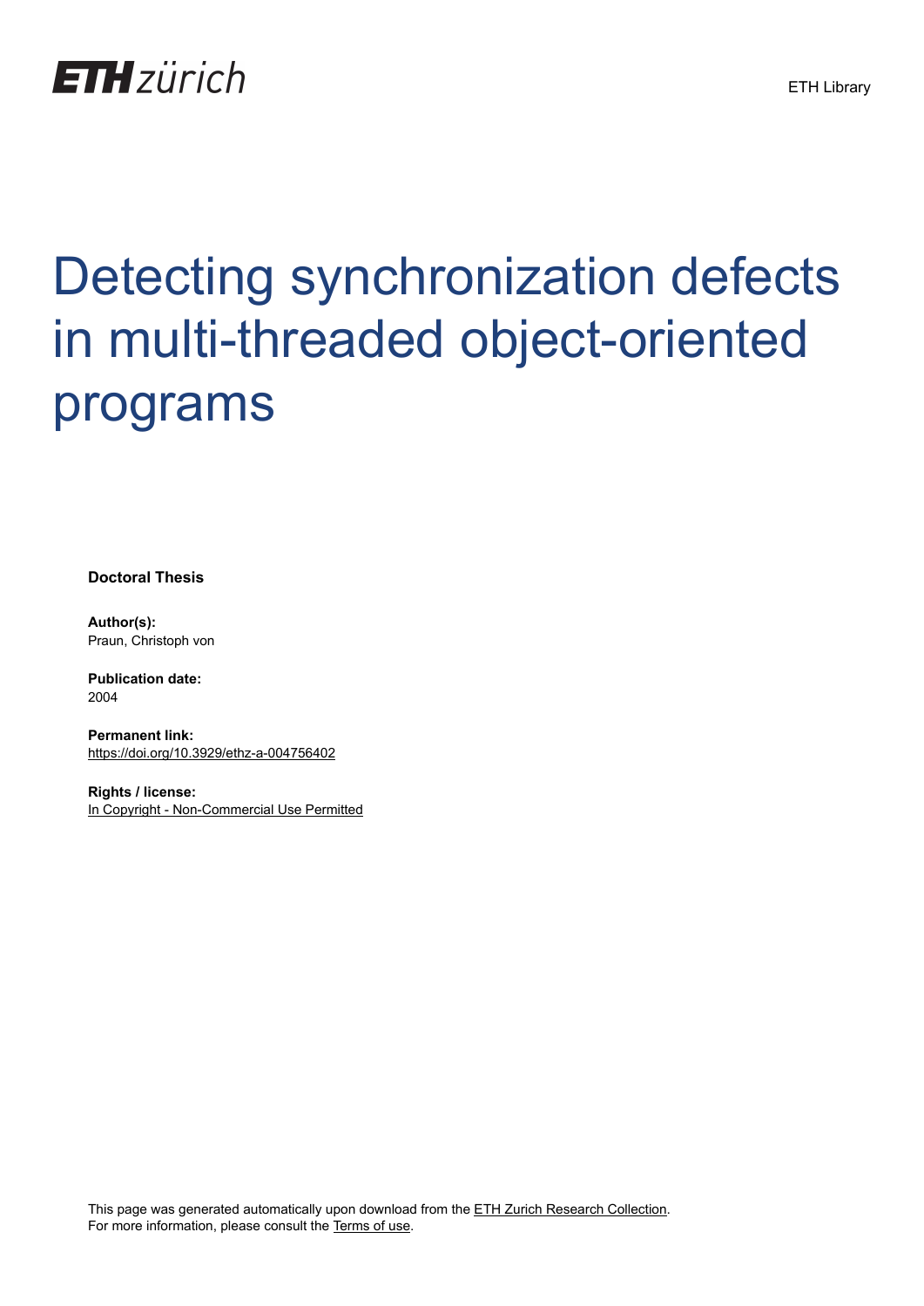ETH zürich

ETH Library

# Detecting synchronization defects in multi-threaded object-oriented programs

**Doctoral Thesis**

**Author(s):**
Praun, Christoph von

**Publication date:**
2004

**Permanent link:**
https://doi.org/10.3929/ethz-a-004756402

**Rights / license:**
In Copyright - Non-Commercial Use Permitted

This page was generated automatically upon download from the ETH Zurich Research Collection.
For more information, please consult the Terms of use.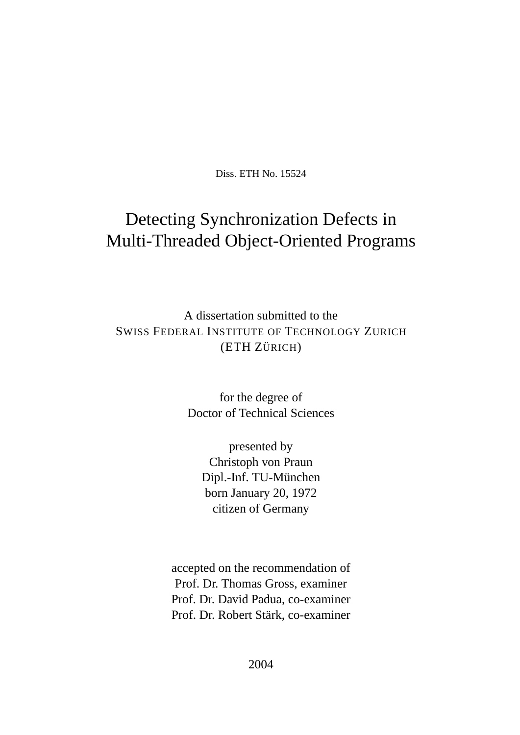Diss. ETH No. 15524

# Detecting Synchronization Defects in Multi-Threaded Object-Oriented Programs

A dissertation submitted to the
SWISS FEDERAL INSTITUTE OF TECHNOLOGY ZURICH
(ETH ZÜRICH)

for the degree of
Doctor of Technical Sciences

presented by
Christoph von Praun
Dipl.-Inf. TU-München
born January 20, 1972
citizen of Germany

accepted on the recommendation of
Prof. Dr. Thomas Gross, examiner
Prof. Dr. David Padua, co-examiner
Prof. Dr. Robert Stärk, co-examiner

2004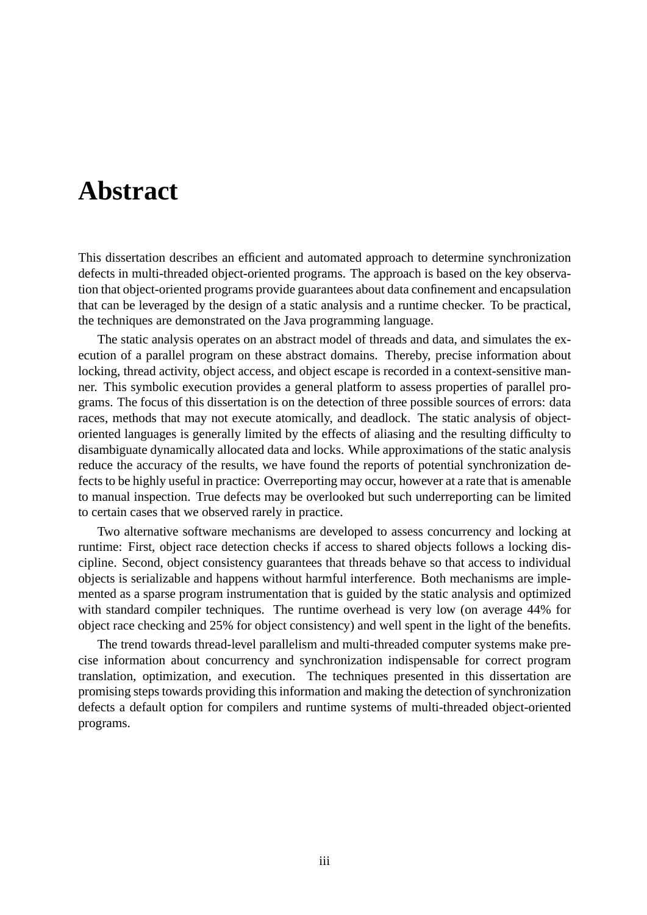# Abstract

This dissertation describes an efficient and automated approach to determine synchronization defects in multi-threaded object-oriented programs. The approach is based on the key observation that object-oriented programs provide guarantees about data confinement and encapsulation that can be leveraged by the design of a static analysis and a runtime checker. To be practical, the techniques are demonstrated on the Java programming language.

The static analysis operates on an abstract model of threads and data, and simulates the execution of a parallel program on these abstract domains. Thereby, precise information about locking, thread activity, object access, and object escape is recorded in a context-sensitive manner. This symbolic execution provides a general platform to assess properties of parallel programs. The focus of this dissertation is on the detection of three possible sources of errors: data races, methods that may not execute atomically, and deadlock. The static analysis of object-oriented languages is generally limited by the effects of aliasing and the resulting difficulty to disambiguate dynamically allocated data and locks. While approximations of the static analysis reduce the accuracy of the results, we have found the reports of potential synchronization defects to be highly useful in practice: Overreporting may occur, however at a rate that is amenable to manual inspection. True defects may be overlooked but such underreporting can be limited to certain cases that we observed rarely in practice.

Two alternative software mechanisms are developed to assess concurrency and locking at runtime: First, object race detection checks if access to shared objects follows a locking discipline. Second, object consistency guarantees that threads behave so that access to individual objects is serializable and happens without harmful interference. Both mechanisms are implemented as a sparse program instrumentation that is guided by the static analysis and optimized with standard compiler techniques. The runtime overhead is very low (on average 44% for object race checking and 25% for object consistency) and well spent in the light of the benefits.

The trend towards thread-level parallelism and multi-threaded computer systems make precise information about concurrency and synchronization indispensable for correct program translation, optimization, and execution. The techniques presented in this dissertation are promising steps towards providing this information and making the detection of synchronization defects a default option for compilers and runtime systems of multi-threaded object-oriented programs.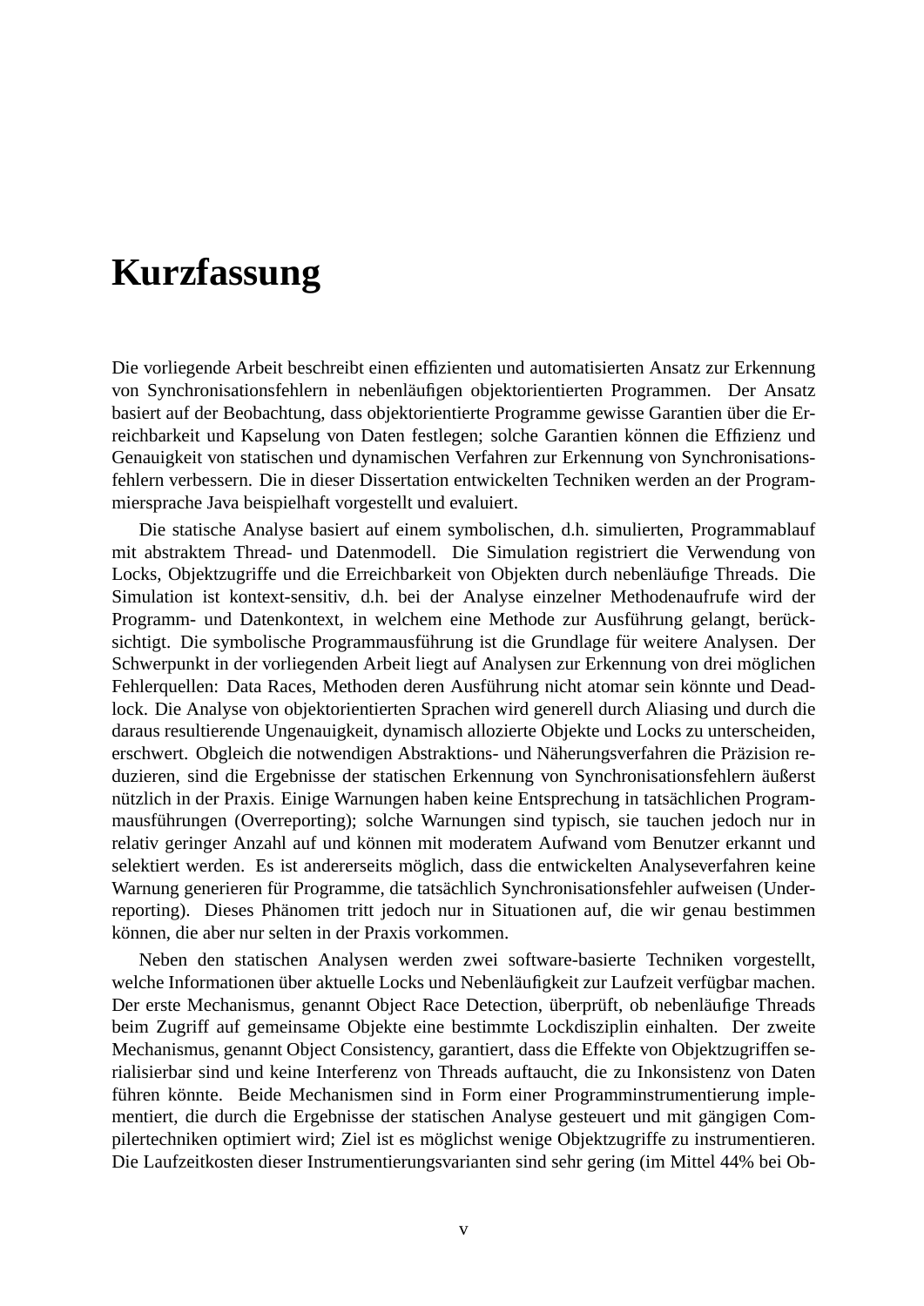# Kurzfassung

Die vorliegende Arbeit beschreibt einen effizienten und automatisierten Ansatz zur Erkennung von Synchronisationsfehlern in nebenläufigen objektorientierten Programmen. Der Ansatz basiert auf der Beobachtung, dass objektorientierte Programme gewisse Garantien über die Erreichbarkeit und Kapselung von Daten festlegen; solche Garantien können die Effizienz und Genauigkeit von statischen und dynamischen Verfahren zur Erkennung von Synchronisationsfehlern verbessern. Die in dieser Dissertation entwickelten Techniken werden an der Programmiersprache Java beispielhaft vorgestellt und evaluiert.

Die statische Analyse basiert auf einem symbolischen, d.h. simulierten, Programmablauf mit abstraktem Thread- und Datenmodell. Die Simulation registriert die Verwendung von Locks, Objektzugriffe und die Erreichbarkeit von Objekten durch nebenläufige Threads. Die Simulation ist kontext-sensitiv, d.h. bei der Analyse einzelner Methodenaufrufe wird der Programm- und Datenkontext, in welchem eine Methode zur Ausführung gelangt, berücksichtigt. Die symbolische Programmausführung ist die Grundlage für weitere Analysen. Der Schwerpunkt in der vorliegenden Arbeit liegt auf Analysen zur Erkennung von drei möglichen Fehlerquellen: Data Races, Methoden deren Ausführung nicht atomar sein könnte und Deadlock. Die Analyse von objektorientierten Sprachen wird generell durch Aliasing und durch die daraus resultierende Ungenauigkeit, dynamisch allozierte Objekte und Locks zu unterscheiden, erschwert. Obgleich die notwendigen Abstraktions- und Näherungsverfahren die Präzision reduzieren, sind die Ergebnisse der statischen Erkennung von Synchronisationsfehlern äußerst nützlich in der Praxis. Einige Warnungen haben keine Entsprechung in tatsächlichen Programmausführungen (Overreporting); solche Warnungen sind typisch, sie tauchen jedoch nur in relativ geringer Anzahl auf und können mit moderatem Aufwand vom Benutzer erkannt und selektiert werden. Es ist andererseits möglich, dass die entwickelten Analyseverfahren keine Warnung generieren für Programme, die tatsächlich Synchronisationsfehler aufweisen (Underreporting). Dieses Phänomen tritt jedoch nur in Situationen auf, die wir genau bestimmen können, die aber nur selten in der Praxis vorkommen.

Neben den statischen Analysen werden zwei software-basierte Techniken vorgestellt, welche Informationen über aktuelle Locks und Nebenläufigkeit zur Laufzeit verfügbar machen. Der erste Mechanismus, genannt Object Race Detection, überprüft, ob nebenläufige Threads beim Zugriff auf gemeinsame Objekte eine bestimmte Lockdisziplin einhalten. Der zweite Mechanismus, genannt Object Consistency, garantiert, dass die Effekte von Objektzugriffen serialisierbar sind und keine Interferenz von Threads auftaucht, die zu Inkonsistenz von Daten führen könnte. Beide Mechanismen sind in Form einer Programminstrumentierung implementiert, die durch die Ergebnisse der statischen Analyse gesteuert und mit gängigen Compilertechniken optimiert wird; Ziel ist es möglichst wenige Objektzugriffe zu instrumentieren. Die Laufzeitkosten dieser Instrumentierungsvarianten sind sehr gering (im Mittel 44% bei Ob-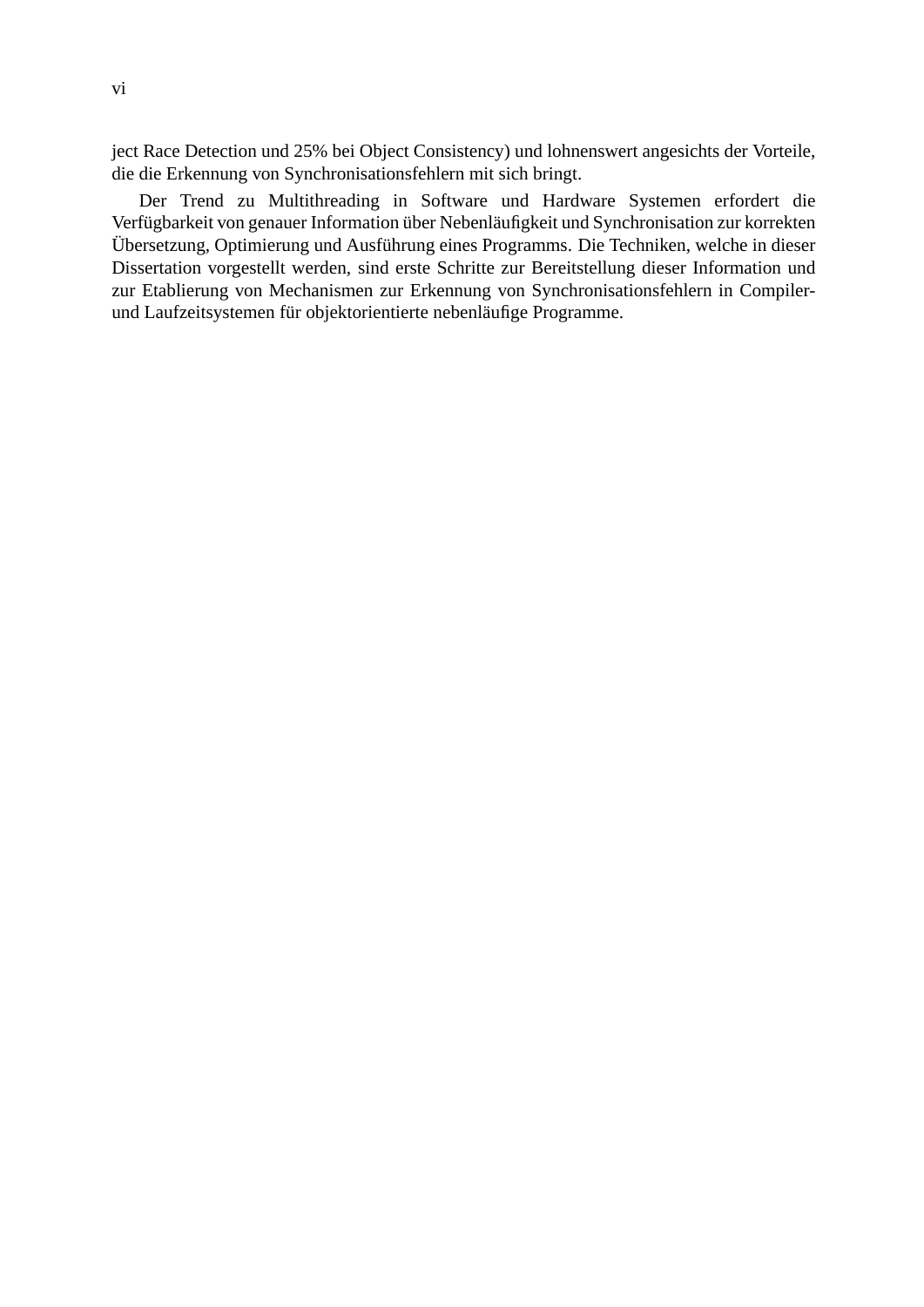ject Race Detection und 25% bei Object Consistency) und lohnenswert angesichts der Vorteile, die die Erkennung von Synchronisationsfehlern mit sich bringt.

Der Trend zu Multithreading in Software und Hardware Systemen erfordert die Verfügbarkeit von genauer Information über Nebenläufigkeit und Synchronisation zur korrekten Übersetzung, Optimierung und Ausführung eines Programms. Die Techniken, welche in dieser Dissertation vorgestellt werden, sind erste Schritte zur Bereitstellung dieser Information und zur Etablierung von Mechanismen zur Erkennung von Synchronisationsfehlern in Compiler- und Laufzeitsystemen für objektorientierte nebenläufige Programme.